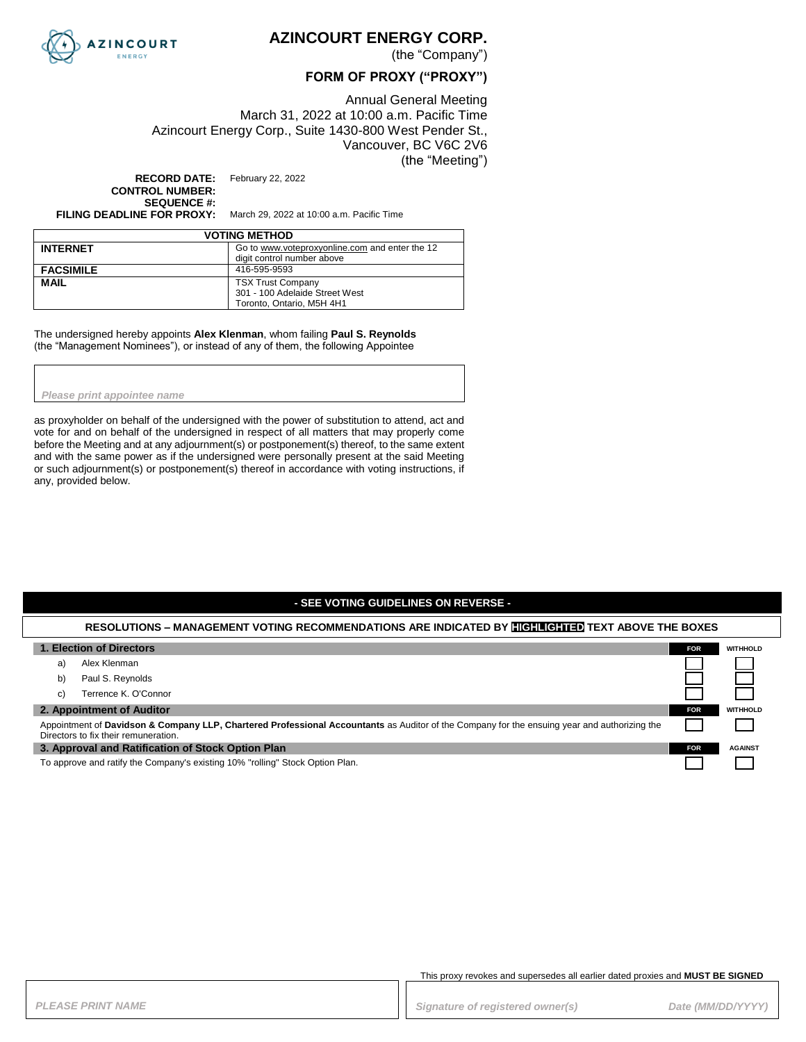# AZINCOURT ENERGY CORP.

(the "Company")

## FORM OF PROXY ("PROXY")

Annual General Meeting
March 31, 2022 at 10:00 a.m. Pacific Time
Azincourt Energy Corp., Suite 1430-800 West Pender St.,
Vancouver, BC V6C 2V6
(the "Meeting")

**RECORD DATE:** February 22, 2022
**CONTROL NUMBER:**
**SEQUENCE #:**
**FILING DEADLINE FOR PROXY:** March 29, 2022 at 10:00 a.m. Pacific Time

| VOTING METHOD | |
|---|---|
| **INTERNET** | Go to www.voteproxyonline.com and enter the 12 digit control number above |
| **FACSIMILE** | 416-595-9593 |
| **MAIL** | TSX Trust Company<br>301 - 100 Adelaide Street West<br>Toronto, Ontario, M5H 4H1 |

The undersigned hereby appoints **Alex Klenman**, whom failing **Paul S. Reynolds** (the "Management Nominees"), or instead of any of them, the following Appointee

*Please print appointee name*

as proxyholder on behalf of the undersigned with the power of substitution to attend, act and vote for and on behalf of the undersigned in respect of all matters that may properly come before the Meeting and at any adjournment(s) or postponement(s) thereof, to the same extent and with the same power as if the undersigned were personally present at the said Meeting or such adjournment(s) or postponement(s) thereof in accordance with voting instructions, if any, provided below.

**- SEE VOTING GUIDELINES ON REVERSE -**

**RESOLUTIONS – MANAGEMENT VOTING RECOMMENDATIONS ARE INDICATED BY HIGHLIGHTED TEXT ABOVE THE BOXES**

| **1. Election of Directors** | **FOR** | **WITHHOLD** |
|---|---|---|
| a) Alex Klenman | ☐ | ☐ |
| b) Paul S. Reynolds | ☐ | ☐ |
| c) Terrence K. O'Connor | ☐ | ☐ |
| **2. Appointment of Auditor** | **FOR** | **WITHHOLD** |
| Appointment of **Davidson & Company LLP, Chartered Professional Accountants** as Auditor of the Company for the ensuing year and authorizing the Directors to fix their remuneration. | ☐ | ☐ |
| **3. Approval and Ratification of Stock Option Plan** | **FOR** | **AGAINST** |
| To approve and ratify the Company's existing 10% "rolling" Stock Option Plan. | ☐ | ☐ |

This proxy revokes and supersedes all earlier dated proxies and **MUST BE SIGNED**

| *PLEASE PRINT NAME* | *Signature of registered owner(s)* | *Date (MM/DD/YYYY)* |
|---|---|---|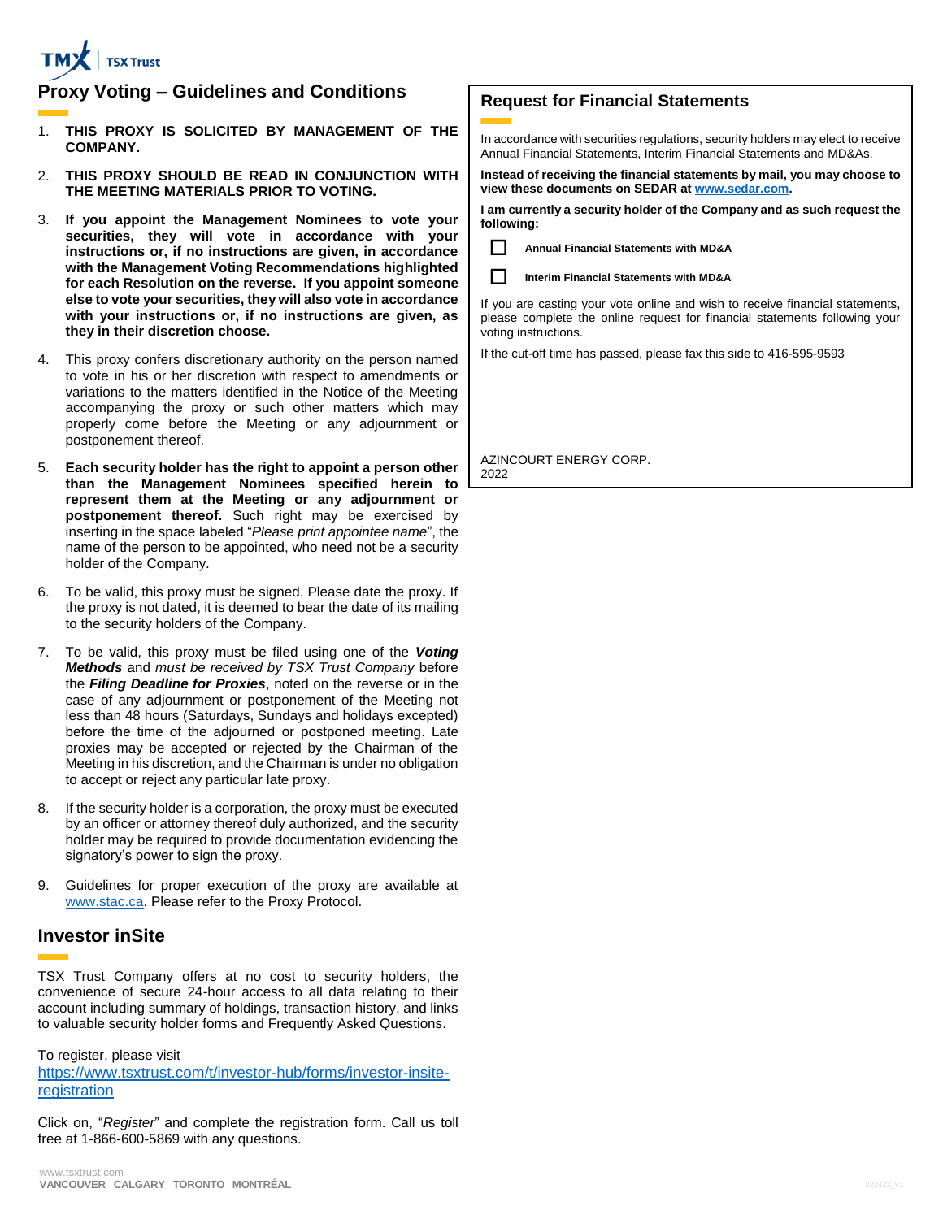# Proxy Voting – Guidelines and Conditions

1. **THIS PROXY IS SOLICITED BY MANAGEMENT OF THE COMPANY.**
2. **THIS PROXY SHOULD BE READ IN CONJUNCTION WITH THE MEETING MATERIALS PRIOR TO VOTING.**
3. **If you appoint the Management Nominees to vote your securities, they will vote in accordance with your instructions or, if no instructions are given, in accordance with the Management Voting Recommendations highlighted for each Resolution on the reverse. If you appoint someone else to vote your securities, they will also vote in accordance with your instructions or, if no instructions are given, as they in their discretion choose.**
4. This proxy confers discretionary authority on the person named to vote in his or her discretion with respect to amendments or variations to the matters identified in the Notice of the Meeting accompanying the proxy or such other matters which may properly come before the Meeting or any adjournment or postponement thereof.
5. **Each security holder has the right to appoint a person other than the Management Nominees specified herein to represent them at the Meeting or any adjournment or postponement thereof.** Such right may be exercised by inserting in the space labeled "*Please print appointee name*", the name of the person to be appointed, who need not be a security holder of the Company.
6. To be valid, this proxy must be signed. Please date the proxy. If the proxy is not dated, it is deemed to bear the date of its mailing to the security holders of the Company.
7. To be valid, this proxy must be filed using one of the ***Voting Methods*** and *must be received by TSX Trust Company* before the ***Filing Deadline for Proxies***, noted on the reverse or in the case of any adjournment or postponement of the Meeting not less than 48 hours (Saturdays, Sundays and holidays excepted) before the time of the adjourned or postponed meeting. Late proxies may be accepted or rejected by the Chairman of the Meeting in his discretion, and the Chairman is under no obligation to accept or reject any particular late proxy.
8. If the security holder is a corporation, the proxy must be executed by an officer or attorney thereof duly authorized, and the security holder may be required to provide documentation evidencing the signatory's power to sign the proxy.
9. Guidelines for proper execution of the proxy are available at www.stac.ca. Please refer to the Proxy Protocol.

## Investor inSite

TSX Trust Company offers at no cost to security holders, the convenience of secure 24-hour access to all data relating to their account including summary of holdings, transaction history, and links to valuable security holder forms and Frequently Asked Questions.

To register, please visit https://www.tsxtrust.com/t/investor-hub/forms/investor-insite-registration

Click on, "*Register*" and complete the registration form. Call us toll free at 1-866-600-5869 with any questions.

## Request for Financial Statements

In accordance with securities regulations, security holders may elect to receive Annual Financial Statements, Interim Financial Statements and MD&As.

**Instead of receiving the financial statements by mail, you may choose to view these documents on SEDAR at www.sedar.com.**

**I am currently a security holder of the Company and as such request the following:**

☐ **Annual Financial Statements with MD&A**

☐ **Interim Financial Statements with MD&A**

If you are casting your vote online and wish to receive financial statements, please complete the online request for financial statements following your voting instructions.

If the cut-off time has passed, please fax this side to 416-595-9593

AZINCOURT ENERGY CORP.
2022